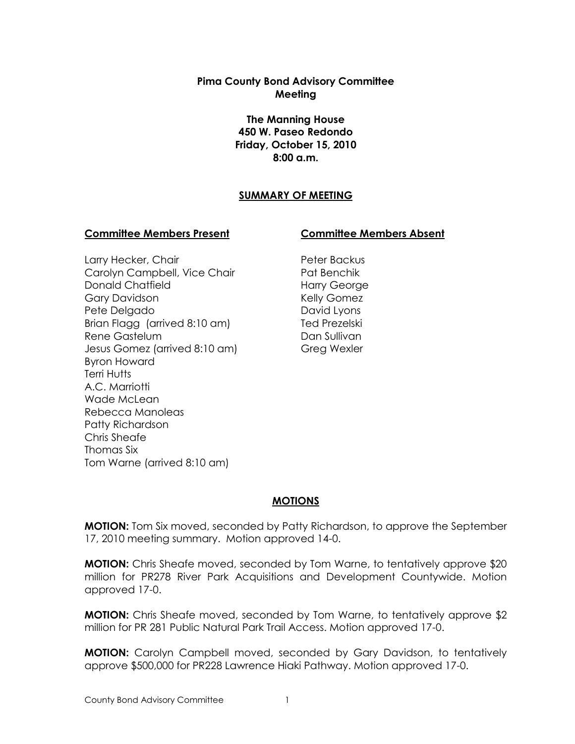# Pima County Bond Advisory Committee Meeting

**The Manning House**
**450 W. Paseo Redondo**
**Friday, October 15, 2010**
**8:00 a.m.**

## SUMMARY OF MEETING

**Committee Members Present**

Larry Hecker, Chair
Carolyn Campbell, Vice Chair
Donald Chatfield
Gary Davidson
Pete Delgado
Brian Flagg (arrived 8:10 am)
Rene Gastelum
Jesus Gomez (arrived 8:10 am)
Byron Howard
Terri Hutts
A.C. Marriotti
Wade McLean
Rebecca Manoleas
Patty Richardson
Chris Sheafe
Thomas Six
Tom Warne (arrived 8:10 am)

**Committee Members Absent**

Peter Backus
Pat Benchik
Harry George
Kelly Gomez
David Lyons
Ted Prezelski
Dan Sullivan
Greg Wexler

## MOTIONS

**MOTION:** Tom Six moved, seconded by Patty Richardson, to approve the September 17, 2010 meeting summary. Motion approved 14-0.

**MOTION:** Chris Sheafe moved, seconded by Tom Warne, to tentatively approve $20 million for PR278 River Park Acquisitions and Development Countywide. Motion approved 17-0.

**MOTION:** Chris Sheafe moved, seconded by Tom Warne, to tentatively approve $2 million for PR 281 Public Natural Park Trail Access. Motion approved 17-0.

**MOTION:** Carolyn Campbell moved, seconded by Gary Davidson, to tentatively approve $500,000 for PR228 Lawrence Hiaki Pathway. Motion approved 17-0.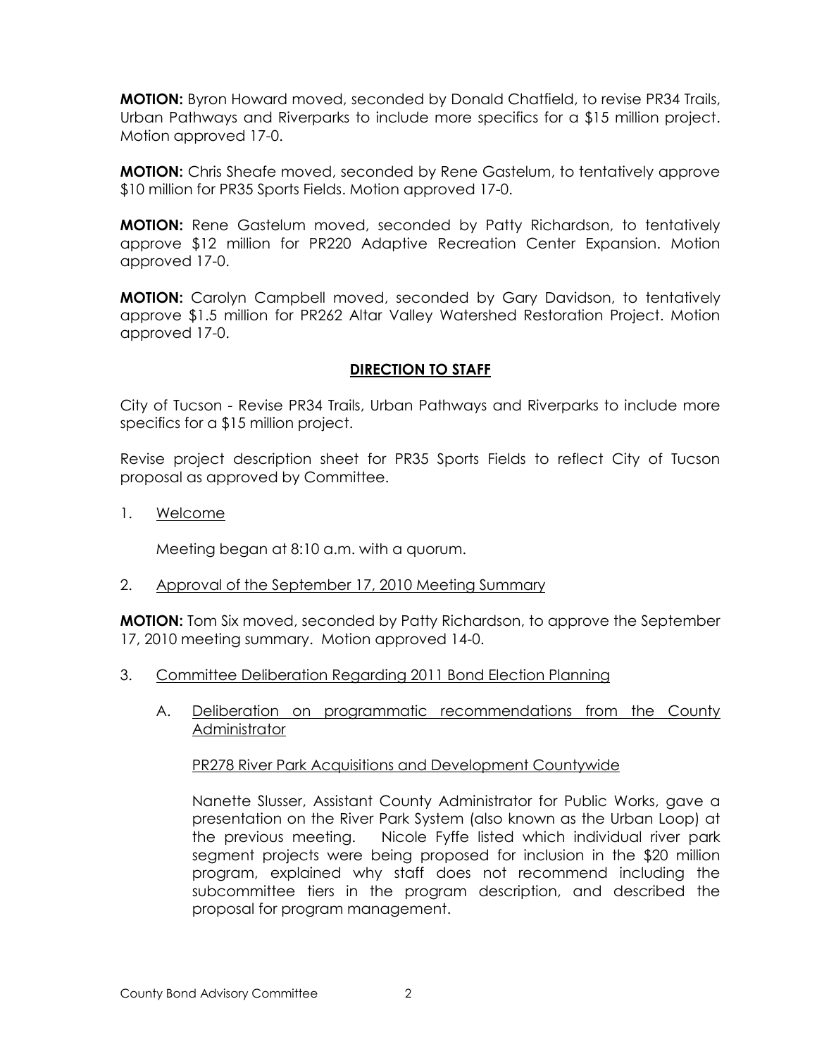**MOTION:** Byron Howard moved, seconded by Donald Chatfield, to revise PR34 Trails, Urban Pathways and Riverparks to include more specifics for a $15 million project. Motion approved 17-0.

**MOTION:** Chris Sheafe moved, seconded by Rene Gastelum, to tentatively approve $10 million for PR35 Sports Fields. Motion approved 17-0.

**MOTION:** Rene Gastelum moved, seconded by Patty Richardson, to tentatively approve $12 million for PR220 Adaptive Recreation Center Expansion. Motion approved 17-0.

**MOTION:** Carolyn Campbell moved, seconded by Gary Davidson, to tentatively approve $1.5 million for PR262 Altar Valley Watershed Restoration Project. Motion approved 17-0.

## DIRECTION TO STAFF

City of Tucson - Revise PR34 Trails, Urban Pathways and Riverparks to include more specifics for a $15 million project.

Revise project description sheet for PR35 Sports Fields to reflect City of Tucson proposal as approved by Committee.

1. Welcome

   Meeting began at 8:10 a.m. with a quorum.

2. Approval of the September 17, 2010 Meeting Summary

**MOTION:** Tom Six moved, seconded by Patty Richardson, to approve the September 17, 2010 meeting summary. Motion approved 14-0.

3. Committee Deliberation Regarding 2011 Bond Election Planning

   A. Deliberation on programmatic recommendations from the County Administrator

      PR278 River Park Acquisitions and Development Countywide

      Nanette Slusser, Assistant County Administrator for Public Works, gave a presentation on the River Park System (also known as the Urban Loop) at the previous meeting. Nicole Fyffe listed which individual river park segment projects were being proposed for inclusion in the $20 million program, explained why staff does not recommend including the subcommittee tiers in the program description, and described the proposal for program management.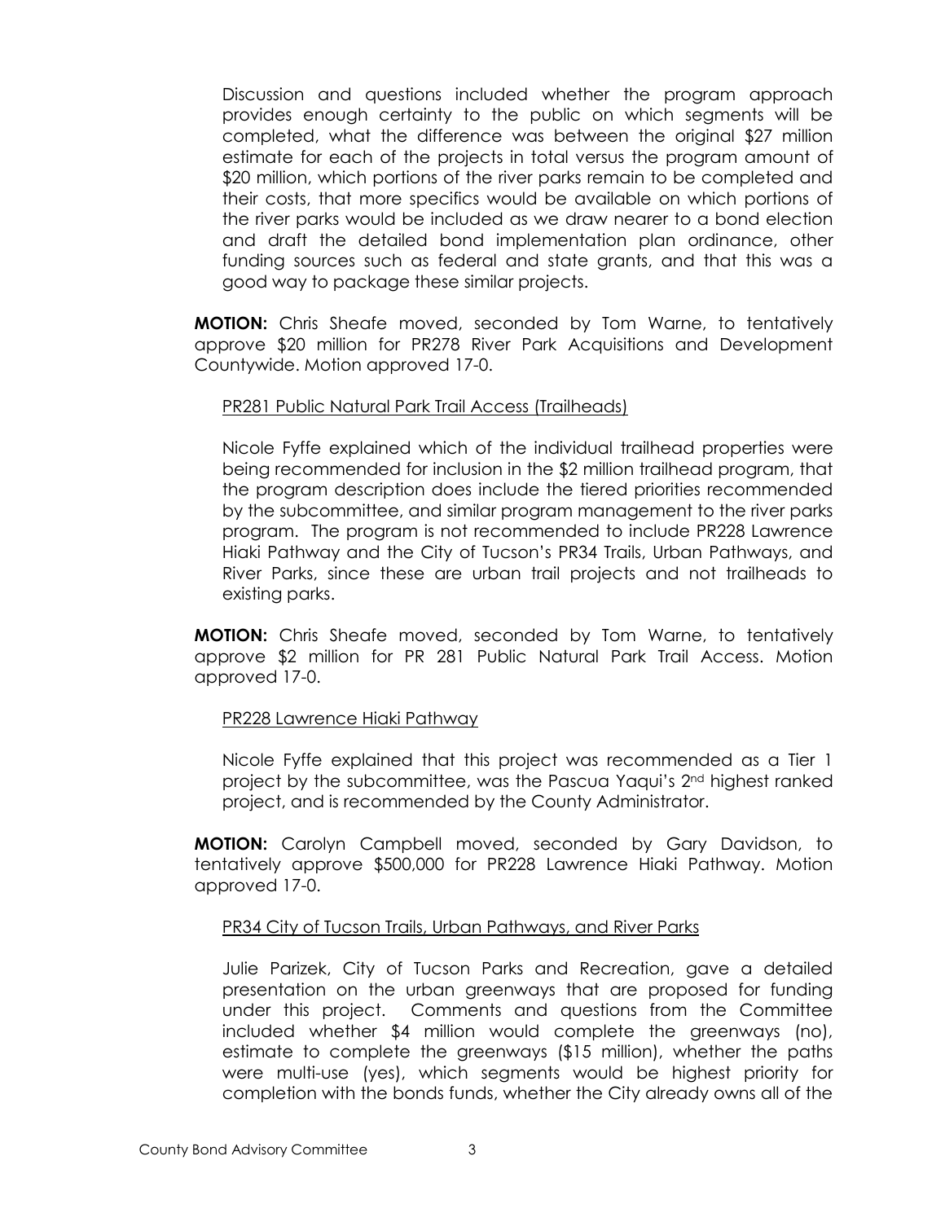Discussion and questions included whether the program approach provides enough certainty to the public on which segments will be completed, what the difference was between the original $27 million estimate for each of the projects in total versus the program amount of $20 million, which portions of the river parks remain to be completed and their costs, that more specifics would be available on which portions of the river parks would be included as we draw nearer to a bond election and draft the detailed bond implementation plan ordinance, other funding sources such as federal and state grants, and that this was a good way to package these similar projects.

**MOTION:** Chris Sheafe moved, seconded by Tom Warne, to tentatively approve $20 million for PR278 River Park Acquisitions and Development Countywide. Motion approved 17-0.

PR281 Public Natural Park Trail Access (Trailheads)

Nicole Fyffe explained which of the individual trailhead properties were being recommended for inclusion in the $2 million trailhead program, that the program description does include the tiered priorities recommended by the subcommittee, and similar program management to the river parks program. The program is not recommended to include PR228 Lawrence Hiaki Pathway and the City of Tucson's PR34 Trails, Urban Pathways, and River Parks, since these are urban trail projects and not trailheads to existing parks.

**MOTION:** Chris Sheafe moved, seconded by Tom Warne, to tentatively approve $2 million for PR 281 Public Natural Park Trail Access. Motion approved 17-0.

PR228 Lawrence Hiaki Pathway

Nicole Fyffe explained that this project was recommended as a Tier 1 project by the subcommittee, was the Pascua Yaqui's 2nd highest ranked project, and is recommended by the County Administrator.

**MOTION:** Carolyn Campbell moved, seconded by Gary Davidson, to tentatively approve $500,000 for PR228 Lawrence Hiaki Pathway. Motion approved 17-0.

PR34 City of Tucson Trails, Urban Pathways, and River Parks

Julie Parizek, City of Tucson Parks and Recreation, gave a detailed presentation on the urban greenways that are proposed for funding under this project. Comments and questions from the Committee included whether $4 million would complete the greenways (no), estimate to complete the greenways ($15 million), whether the paths were multi-use (yes), which segments would be highest priority for completion with the bonds funds, whether the City already owns all of the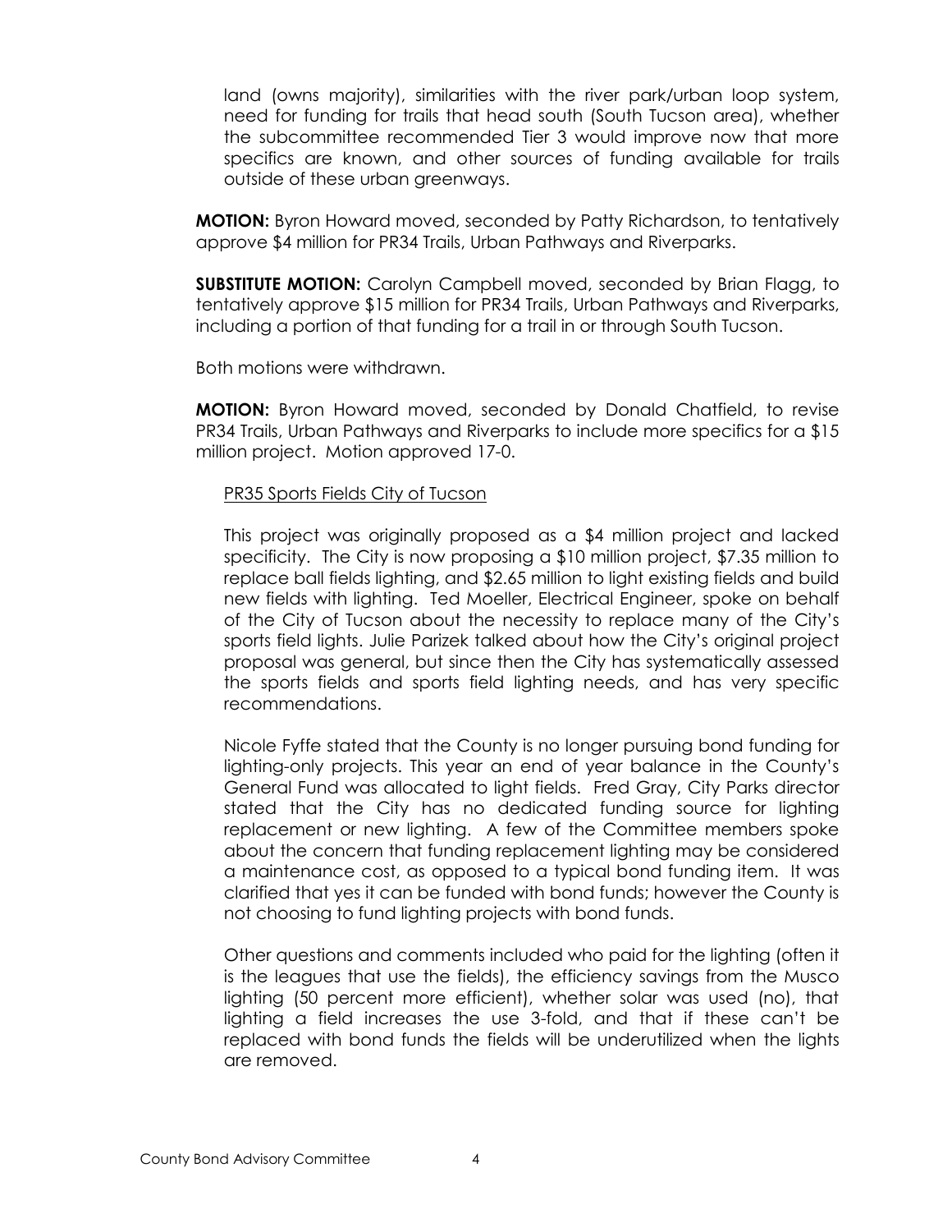land (owns majority), similarities with the river park/urban loop system, need for funding for trails that head south (South Tucson area), whether the subcommittee recommended Tier 3 would improve now that more specifics are known, and other sources of funding available for trails outside of these urban greenways.

**MOTION:** Byron Howard moved, seconded by Patty Richardson, to tentatively approve $4 million for PR34 Trails, Urban Pathways and Riverparks.

**SUBSTITUTE MOTION:** Carolyn Campbell moved, seconded by Brian Flagg, to tentatively approve $15 million for PR34 Trails, Urban Pathways and Riverparks, including a portion of that funding for a trail in or through South Tucson.

Both motions were withdrawn.

**MOTION:** Byron Howard moved, seconded by Donald Chatfield, to revise PR34 Trails, Urban Pathways and Riverparks to include more specifics for a $15 million project. Motion approved 17-0.

PR35 Sports Fields City of Tucson

This project was originally proposed as a $4 million project and lacked specificity. The City is now proposing a $10 million project, $7.35 million to replace ball fields lighting, and $2.65 million to light existing fields and build new fields with lighting. Ted Moeller, Electrical Engineer, spoke on behalf of the City of Tucson about the necessity to replace many of the City's sports field lights. Julie Parizek talked about how the City's original project proposal was general, but since then the City has systematically assessed the sports fields and sports field lighting needs, and has very specific recommendations.

Nicole Fyffe stated that the County is no longer pursuing bond funding for lighting-only projects. This year an end of year balance in the County's General Fund was allocated to light fields. Fred Gray, City Parks director stated that the City has no dedicated funding source for lighting replacement or new lighting. A few of the Committee members spoke about the concern that funding replacement lighting may be considered a maintenance cost, as opposed to a typical bond funding item. It was clarified that yes it can be funded with bond funds; however the County is not choosing to fund lighting projects with bond funds.

Other questions and comments included who paid for the lighting (often it is the leagues that use the fields), the efficiency savings from the Musco lighting (50 percent more efficient), whether solar was used (no), that lighting a field increases the use 3-fold, and that if these can't be replaced with bond funds the fields will be underutilized when the lights are removed.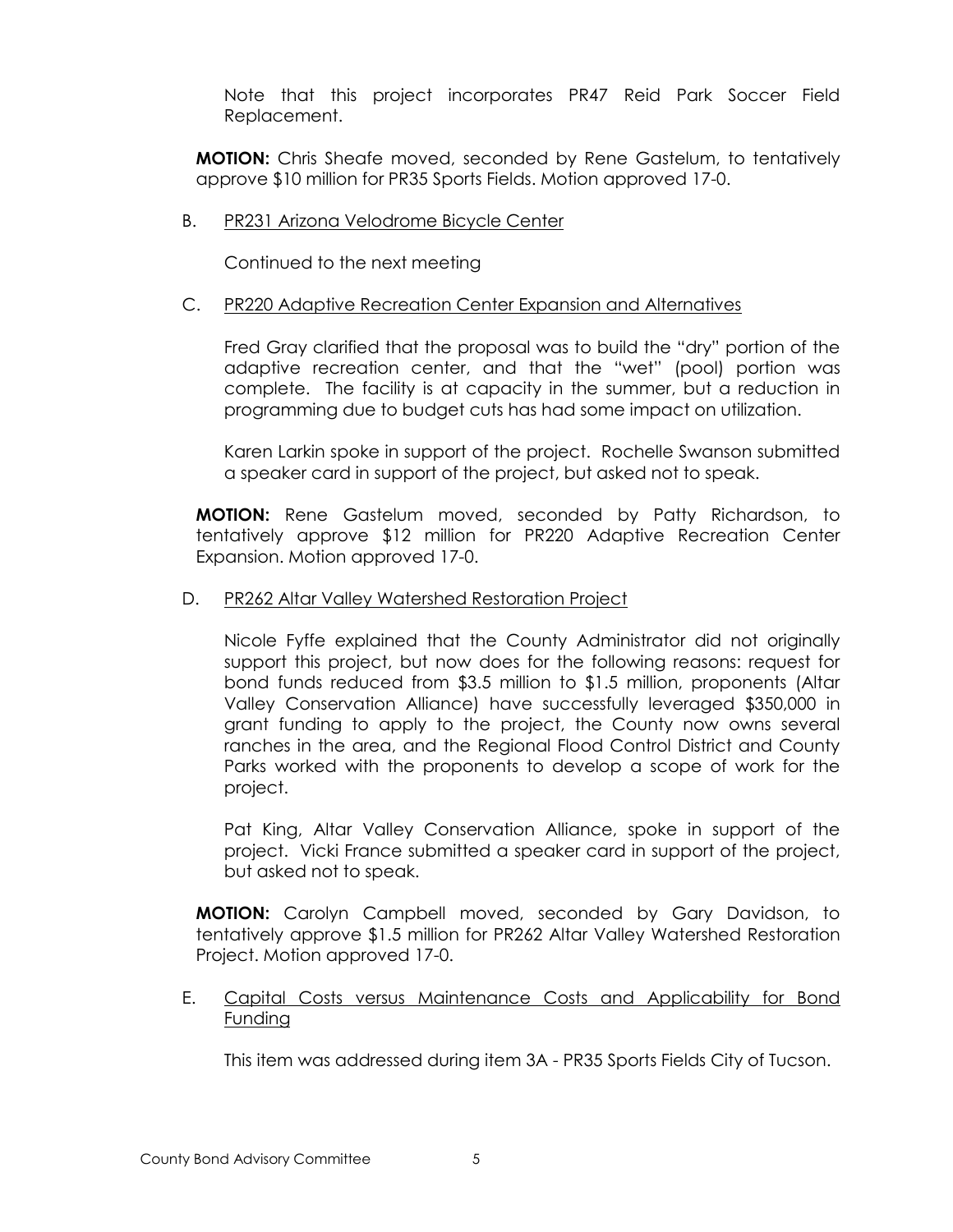Note that this project incorporates PR47 Reid Park Soccer Field Replacement.

**MOTION:** Chris Sheafe moved, seconded by Rene Gastelum, to tentatively approve $10 million for PR35 Sports Fields. Motion approved 17-0.

B. PR231 Arizona Velodrome Bicycle Center

Continued to the next meeting

C. PR220 Adaptive Recreation Center Expansion and Alternatives

Fred Gray clarified that the proposal was to build the "dry" portion of the adaptive recreation center, and that the "wet" (pool) portion was complete. The facility is at capacity in the summer, but a reduction in programming due to budget cuts has had some impact on utilization.

Karen Larkin spoke in support of the project. Rochelle Swanson submitted a speaker card in support of the project, but asked not to speak.

**MOTION:** Rene Gastelum moved, seconded by Patty Richardson, to tentatively approve $12 million for PR220 Adaptive Recreation Center Expansion. Motion approved 17-0.

D. PR262 Altar Valley Watershed Restoration Project

Nicole Fyffe explained that the County Administrator did not originally support this project, but now does for the following reasons: request for bond funds reduced from $3.5 million to $1.5 million, proponents (Altar Valley Conservation Alliance) have successfully leveraged $350,000 in grant funding to apply to the project, the County now owns several ranches in the area, and the Regional Flood Control District and County Parks worked with the proponents to develop a scope of work for the project.

Pat King, Altar Valley Conservation Alliance, spoke in support of the project. Vicki France submitted a speaker card in support of the project, but asked not to speak.

**MOTION:** Carolyn Campbell moved, seconded by Gary Davidson, to tentatively approve $1.5 million for PR262 Altar Valley Watershed Restoration Project. Motion approved 17-0.

E. Capital Costs versus Maintenance Costs and Applicability for Bond Funding

This item was addressed during item 3A - PR35 Sports Fields City of Tucson.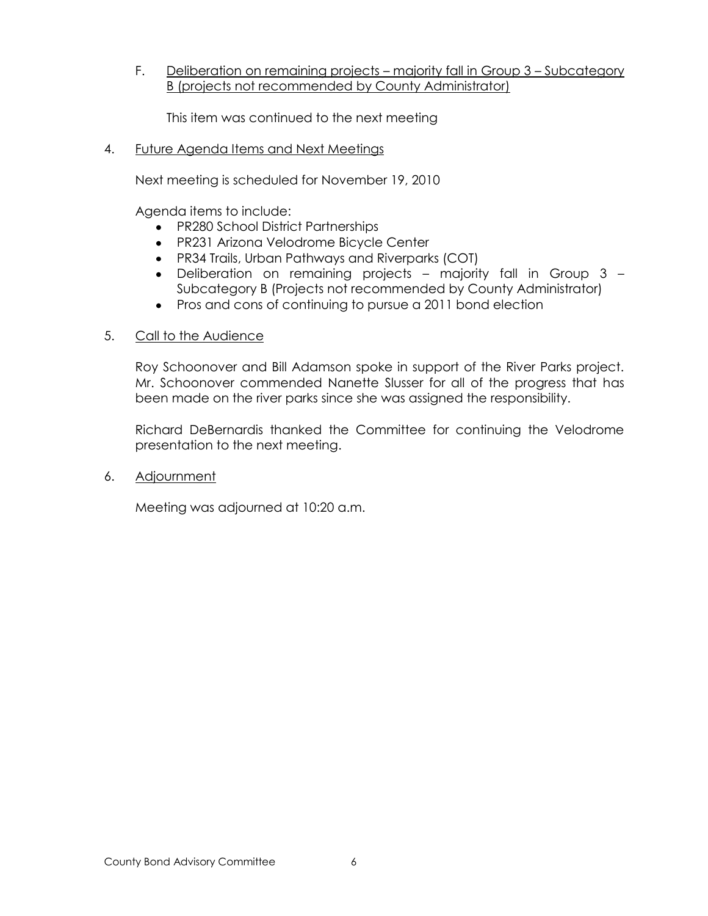F. Deliberation on remaining projects – majority fall in Group 3 – Subcategory B (projects not recommended by County Administrator)

This item was continued to the next meeting

4. Future Agenda Items and Next Meetings

Next meeting is scheduled for November 19, 2010

Agenda items to include:

- PR280 School District Partnerships
- PR231 Arizona Velodrome Bicycle Center
- PR34 Trails, Urban Pathways and Riverparks (COT)
- Deliberation on remaining projects – majority fall in Group 3 – Subcategory B (Projects not recommended by County Administrator)
- Pros and cons of continuing to pursue a 2011 bond election

5. Call to the Audience

Roy Schoonover and Bill Adamson spoke in support of the River Parks project. Mr. Schoonover commended Nanette Slusser for all of the progress that has been made on the river parks since she was assigned the responsibility.

Richard DeBernardis thanked the Committee for continuing the Velodrome presentation to the next meeting.

6. Adjournment

Meeting was adjourned at 10:20 a.m.